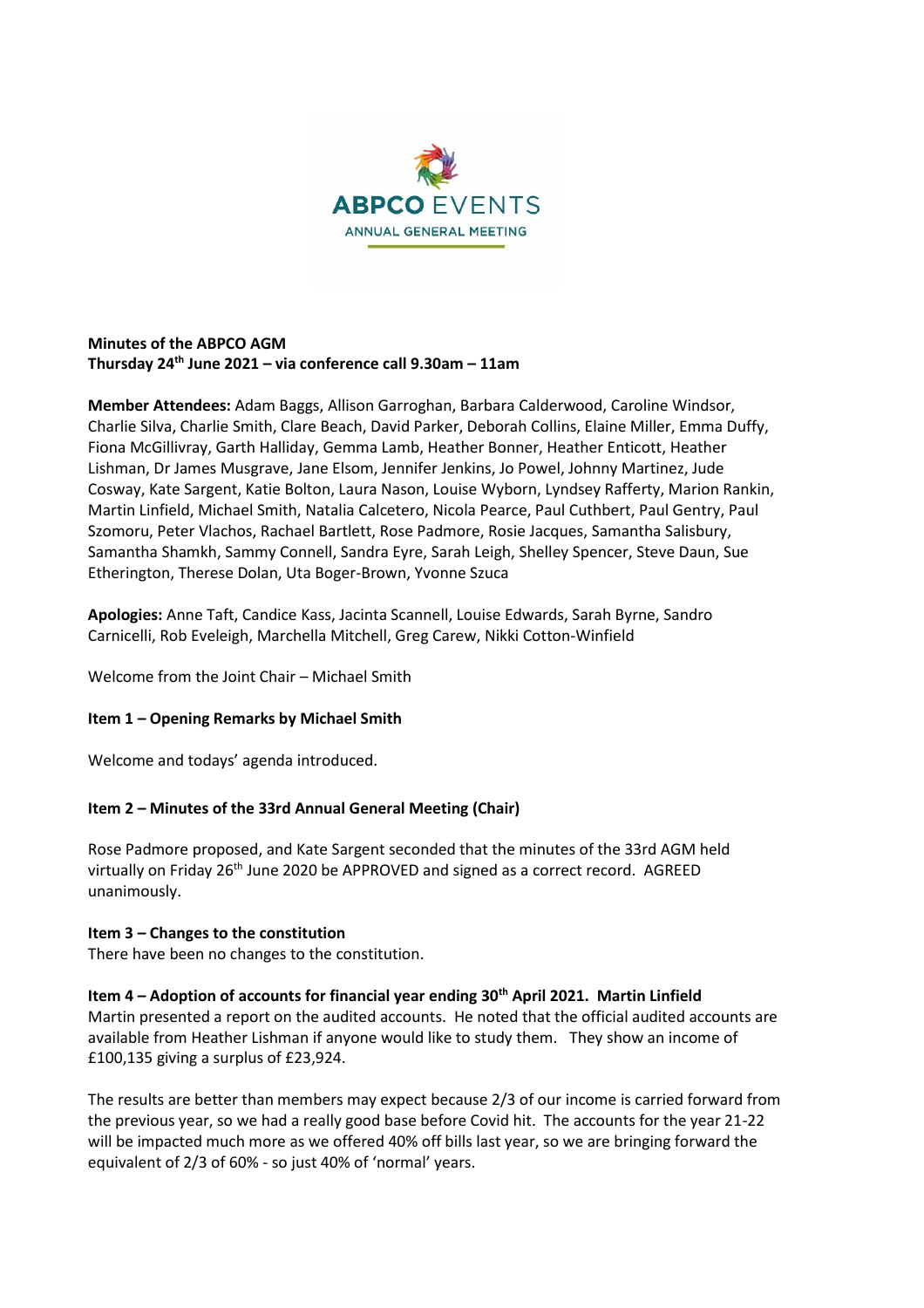ABPCO EVENTS
ANNUAL GENERAL MEETING

**Minutes of the ABPCO AGM**
**Thursday 24th June 2021 – via conference call 9.30am – 11am**

**Member Attendees:** Adam Baggs, Allison Garroghan, Barbara Calderwood, Caroline Windsor, Charlie Silva, Charlie Smith, Clare Beach, David Parker, Deborah Collins, Elaine Miller, Emma Duffy, Fiona McGillivray, Garth Halliday, Gemma Lamb, Heather Bonner, Heather Enticott, Heather Lishman, Dr James Musgrave, Jane Elsom, Jennifer Jenkins, Jo Powel, Johnny Martinez, Jude Cosway, Kate Sargent, Katie Bolton, Laura Nason, Louise Wyborn, Lyndsey Rafferty, Marion Rankin, Martin Linfield, Michael Smith, Natalia Calcetero, Nicola Pearce, Paul Cuthbert, Paul Gentry, Paul Szomoru, Peter Vlachos, Rachael Bartlett, Rose Padmore, Rosie Jacques, Samantha Salisbury, Samantha Shamkh, Sammy Connell, Sandra Eyre, Sarah Leigh, Shelley Spencer, Steve Daun, Sue Etherington, Therese Dolan, Uta Boger-Brown, Yvonne Szuca

**Apologies:** Anne Taft, Candice Kass, Jacinta Scannell, Louise Edwards, Sarah Byrne, Sandro Carnicelli, Rob Eveleigh, Marchella Mitchell, Greg Carew, Nikki Cotton-Winfield

Welcome from the Joint Chair – Michael Smith

**Item 1 – Opening Remarks by Michael Smith**

Welcome and todays' agenda introduced.

**Item 2 – Minutes of the 33rd Annual General Meeting (Chair)**

Rose Padmore proposed, and Kate Sargent seconded that the minutes of the 33rd AGM held virtually on Friday 26th June 2020 be APPROVED and signed as a correct record. AGREED unanimously.

**Item 3 – Changes to the constitution**
There have been no changes to the constitution.

**Item 4 – Adoption of accounts for financial year ending 30th April 2021. Martin Linfield**
Martin presented a report on the audited accounts. He noted that the official audited accounts are available from Heather Lishman if anyone would like to study them. They show an income of £100,135 giving a surplus of £23,924.

The results are better than members may expect because 2/3 of our income is carried forward from the previous year, so we had a really good base before Covid hit. The accounts for the year 21-22 will be impacted much more as we offered 40% off bills last year, so we are bringing forward the equivalent of 2/3 of 60% - so just 40% of 'normal' years.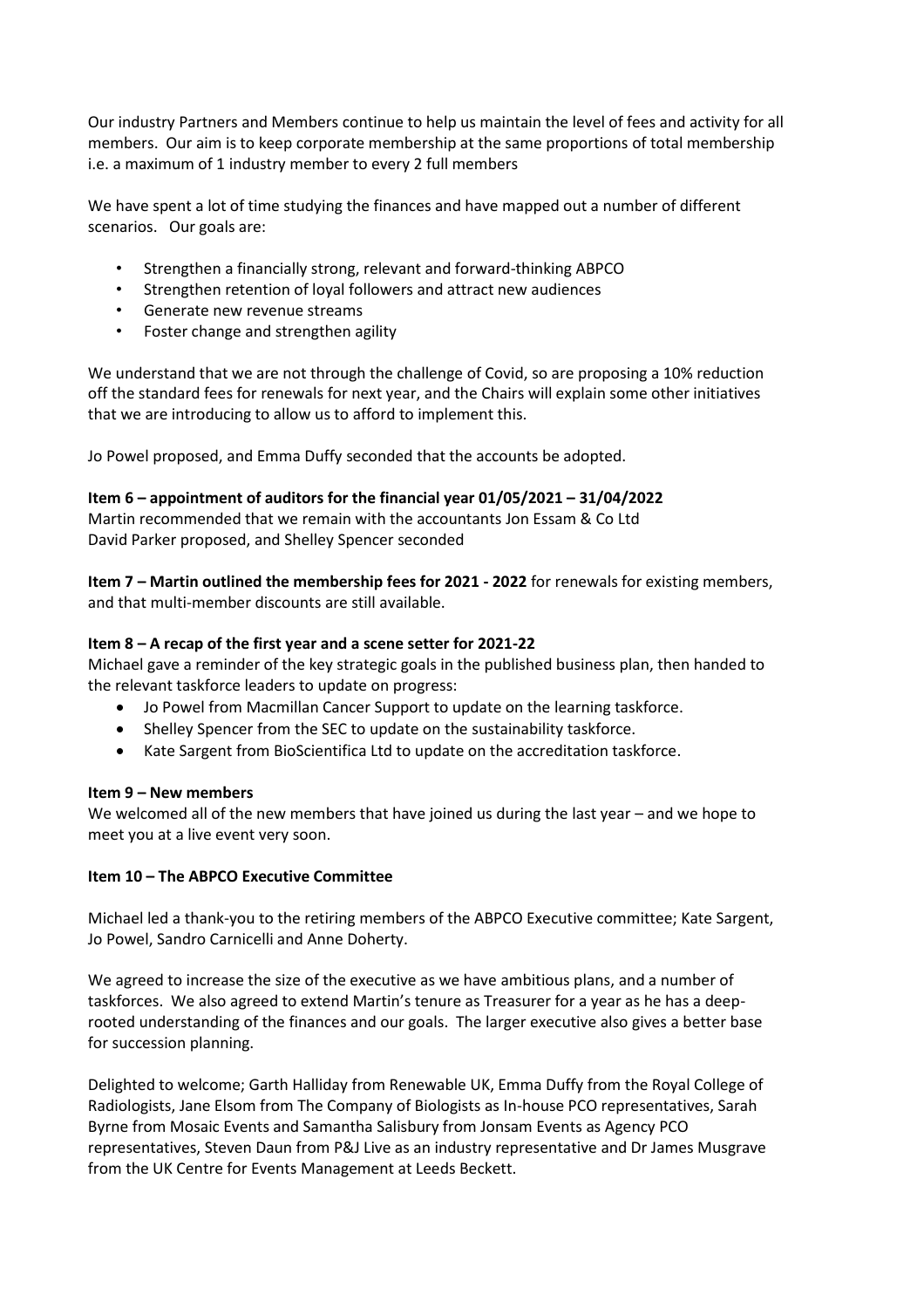Our industry Partners and Members continue to help us maintain the level of fees and activity for all members. Our aim is to keep corporate membership at the same proportions of total membership i.e. a maximum of 1 industry member to every 2 full members

We have spent a lot of time studying the finances and have mapped out a number of different scenarios. Our goals are:

- Strengthen a financially strong, relevant and forward-thinking ABPCO
- Strengthen retention of loyal followers and attract new audiences
- Generate new revenue streams
- Foster change and strengthen agility

We understand that we are not through the challenge of Covid, so are proposing a 10% reduction off the standard fees for renewals for next year, and the Chairs will explain some other initiatives that we are introducing to allow us to afford to implement this.

Jo Powel proposed, and Emma Duffy seconded that the accounts be adopted.

**Item 6 – appointment of auditors for the financial year 01/05/2021 – 31/04/2022**
Martin recommended that we remain with the accountants Jon Essam & Co Ltd
David Parker proposed, and Shelley Spencer seconded

**Item 7 – Martin outlined the membership fees for 2021 - 2022** for renewals for existing members, and that multi-member discounts are still available.

**Item 8 – A recap of the first year and a scene setter for 2021-22**
Michael gave a reminder of the key strategic goals in the published business plan, then handed to the relevant taskforce leaders to update on progress:

- Jo Powel from Macmillan Cancer Support to update on the learning taskforce.
- Shelley Spencer from the SEC to update on the sustainability taskforce.
- Kate Sargent from BioScientifica Ltd to update on the accreditation taskforce.

**Item 9 – New members**
We welcomed all of the new members that have joined us during the last year – and we hope to meet you at a live event very soon.

**Item 10 – The ABPCO Executive Committee**

Michael led a thank-you to the retiring members of the ABPCO Executive committee; Kate Sargent, Jo Powel, Sandro Carnicelli and Anne Doherty.

We agreed to increase the size of the executive as we have ambitious plans, and a number of taskforces. We also agreed to extend Martin's tenure as Treasurer for a year as he has a deep-rooted understanding of the finances and our goals. The larger executive also gives a better base for succession planning.

Delighted to welcome; Garth Halliday from Renewable UK, Emma Duffy from the Royal College of Radiologists, Jane Elsom from The Company of Biologists as In-house PCO representatives, Sarah Byrne from Mosaic Events and Samantha Salisbury from Jonsam Events as Agency PCO representatives, Steven Daun from P&J Live as an industry representative and Dr James Musgrave from the UK Centre for Events Management at Leeds Beckett.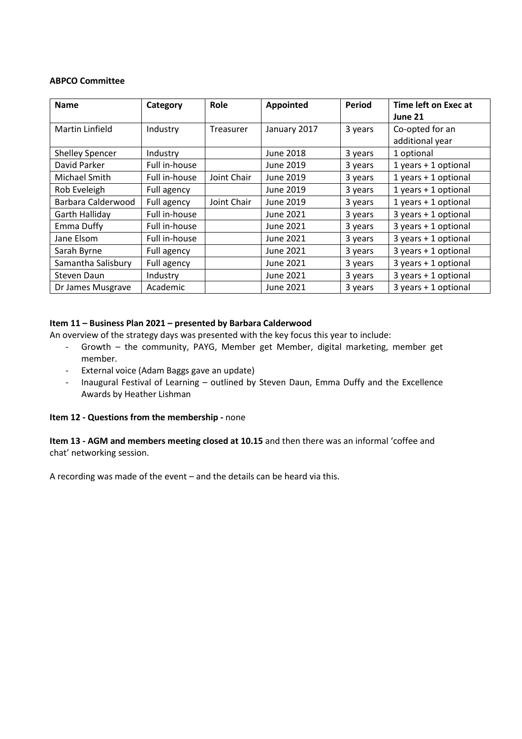**ABPCO Committee**

| Name | Category | Role | Appointed | Period | Time left on Exec at June 21 |
|---|---|---|---|---|---|
| Martin Linfield | Industry | Treasurer | January 2017 | 3 years | Co-opted for an additional year |
| Shelley Spencer | Industry | | June 2018 | 3 years | 1 optional |
| David Parker | Full in-house | | June 2019 | 3 years | 1 years + 1 optional |
| Michael Smith | Full in-house | Joint Chair | June 2019 | 3 years | 1 years + 1 optional |
| Rob Eveleigh | Full agency | | June 2019 | 3 years | 1 years + 1 optional |
| Barbara Calderwood | Full agency | Joint Chair | June 2019 | 3 years | 1 years + 1 optional |
| Garth Halliday | Full in-house | | June 2021 | 3 years | 3 years + 1 optional |
| Emma Duffy | Full in-house | | June 2021 | 3 years | 3 years + 1 optional |
| Jane Elsom | Full in-house | | June 2021 | 3 years | 3 years + 1 optional |
| Sarah Byrne | Full agency | | June 2021 | 3 years | 3 years + 1 optional |
| Samantha Salisbury | Full agency | | June 2021 | 3 years | 3 years + 1 optional |
| Steven Daun | Industry | | June 2021 | 3 years | 3 years + 1 optional |
| Dr James Musgrave | Academic | | June 2021 | 3 years | 3 years + 1 optional |

**Item 11 – Business Plan 2021 – presented by Barbara Calderwood**

An overview of the strategy days was presented with the key focus this year to include:

- Growth – the community, PAYG, Member get Member, digital marketing, member get member.
- External voice (Adam Baggs gave an update)
- Inaugural Festival of Learning – outlined by Steven Daun, Emma Duffy and the Excellence Awards by Heather Lishman

**Item 12 - Questions from the membership -** none

**Item 13 - AGM and members meeting closed at 10.15** and then there was an informal 'coffee and chat' networking session.

A recording was made of the event – and the details can be heard via this.